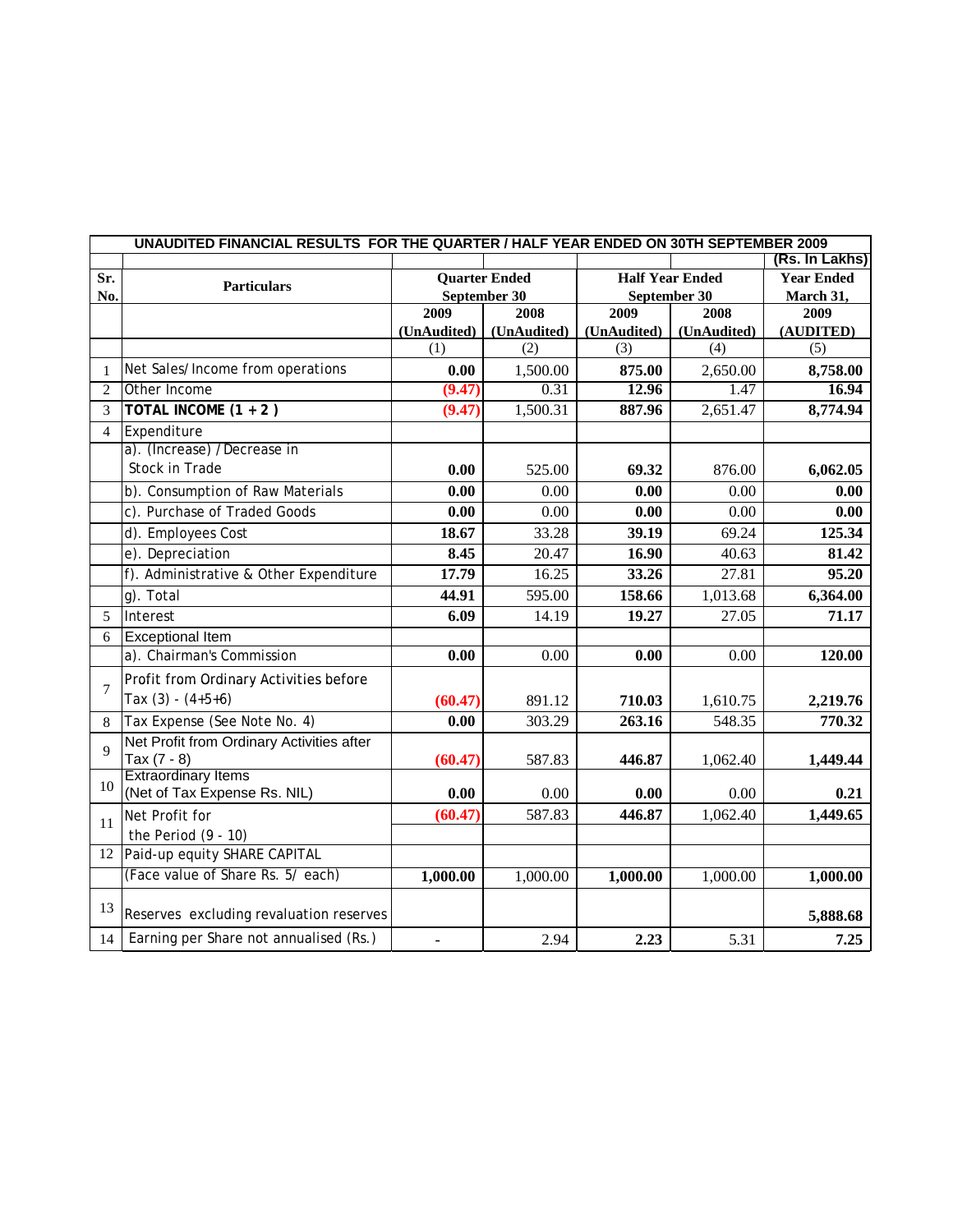| UNAUDITED FINANCIAL RESULTS FOR THE QUARTER / HALF YEAR ENDED ON 30TH SEPTEMBER 2009 | | | | | | |
|---|---|---|---|---|---|---|
| | | | | | | (Rs. In Lakhs) |
| Sr. No. | Particulars | Quarter Ended September 30 | | Half Year Ended September 30 | | Year Ended March 31, |
| | | 2009 (UnAudited) | 2008 (UnAudited) | 2009 (UnAudited) | 2008 (UnAudited) | 2009 (AUDITED) |
| | | (1) | (2) | (3) | (4) | (5) |
| 1 | Net Sales/Income from operations | **0.00** | 1,500.00 | **875.00** | 2,650.00 | **8,758.00** |
| 2 | Other Income | **(9.47)** | 0.31 | **12.96** | 1.47 | **16.94** |
| 3 | **TOTAL INCOME (1 + 2 )** | **(9.47)** | 1,500.31 | **887.96** | 2,651.47 | **8,774.94** |
| 4 | Expenditure | | | | | |
| | a). (Increase) / Decrease in Stock in Trade | **0.00** | 525.00 | **69.32** | 876.00 | **6,062.05** |
| | b). Consumption of Raw Materials | **0.00** | 0.00 | **0.00** | 0.00 | **0.00** |
| | c). Purchase of Traded Goods | **0.00** | 0.00 | **0.00** | 0.00 | **0.00** |
| | d). Employees Cost | **18.67** | 33.28 | **39.19** | 69.24 | **125.34** |
| | e). Depreciation | **8.45** | 20.47 | **16.90** | 40.63 | **81.42** |
| | f). Administrative & Other Expenditure | **17.79** | 16.25 | **33.26** | 27.81 | **95.20** |
| | g). Total | **44.91** | 595.00 | **158.66** | 1,013.68 | **6,364.00** |
| 5 | Interest | **6.09** | 14.19 | **19.27** | 27.05 | **71.17** |
| 6 | Exceptional Item | | | | | |
| | a). Chairman's Commission | **0.00** | 0.00 | **0.00** | 0.00 | **120.00** |
| 7 | Profit from Ordinary Activities before Tax (3) - (4+5+6) | **(60.47)** | 891.12 | **710.03** | 1,610.75 | **2,219.76** |
| 8 | Tax Expense (See Note No. 4) | **0.00** | 303.29 | **263.16** | 548.35 | **770.32** |
| 9 | Net Profit from Ordinary Activities after Tax (7 - 8) | **(60.47)** | 587.83 | **446.87** | 1,062.40 | **1,449.44** |
| 10 | Extraordinary Items (Net of Tax Expense Rs. NIL) | **0.00** | 0.00 | **0.00** | 0.00 | **0.21** |
| 11 | Net Profit for the Period (9 - 10) | **(60.47)** | 587.83 | **446.87** | 1,062.40 | **1,449.65** |
| 12 | Paid-up equity SHARE CAPITAL (Face value of Share Rs. 5/ each) | **1,000.00** | 1,000.00 | **1,000.00** | 1,000.00 | **1,000.00** |
| 13 | Reserves excluding revaluation reserves | | | | | **5,888.68** |
| 14 | Earning per Share not annualised (Rs.) | - | 2.94 | **2.23** | 5.31 | **7.25** |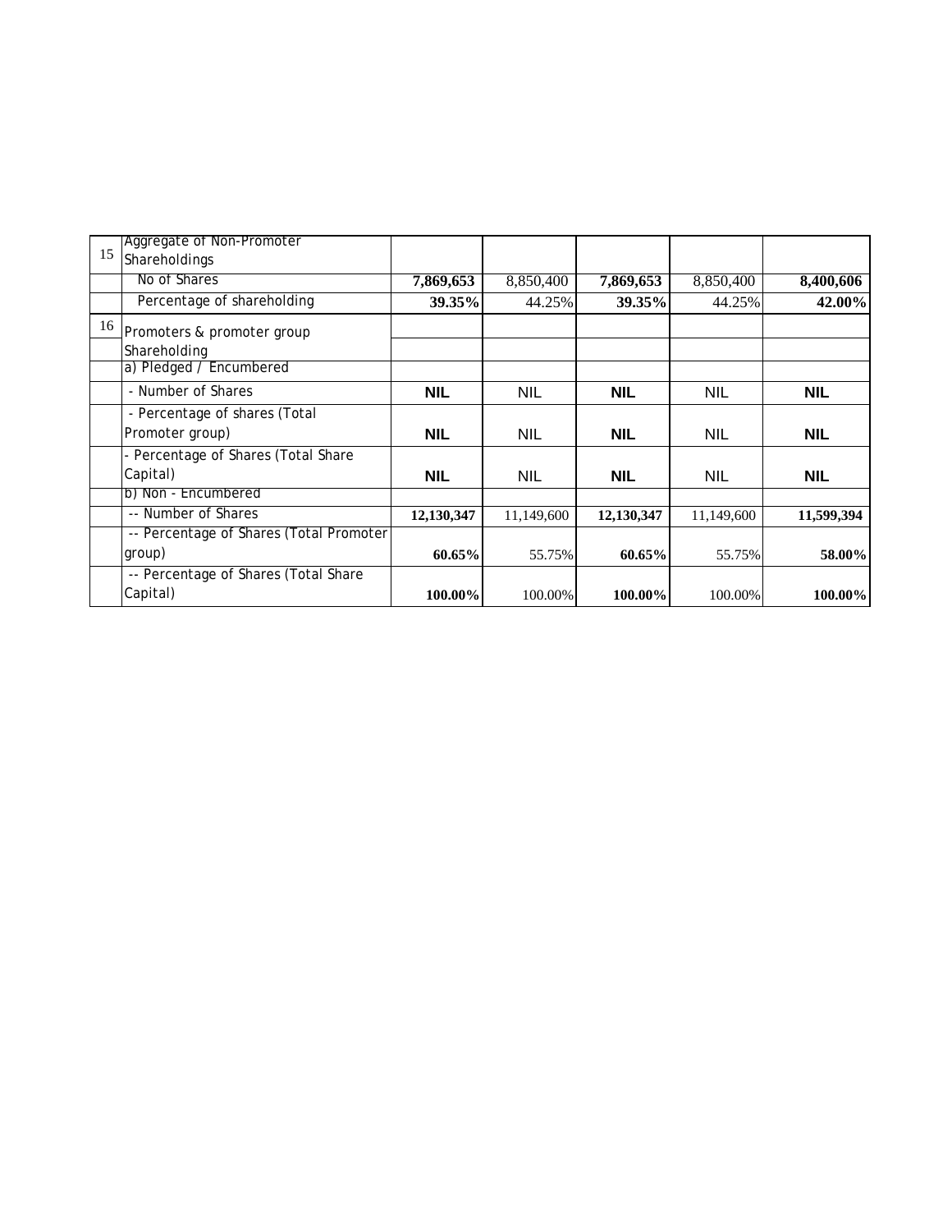| | | | | | | |
|---|---|---|---|---|---|---|
| 15 | Aggregate of Non-Promoter Shareholdings | | | | | |
| | No of Shares | **7,869,653** | 8,850,400 | **7,869,653** | 8,850,400 | **8,400,606** |
| | Percentage of shareholding | **39.35%** | 44.25% | **39.35%** | 44.25% | **42.00%** |
| 16 | Promoters & promoter group | | | | | |
| | Shareholding | | | | | |
| | a) Pledged / Encumbered | | | | | |
| | - Number of Shares | **NIL** | NIL | **NIL** | NIL | **NIL** |
| | - Percentage of shares (Total Promoter group) | **NIL** | NIL | **NIL** | NIL | **NIL** |
| | - Percentage of Shares (Total Share Capital) | **NIL** | NIL | **NIL** | NIL | **NIL** |
| | b) Non - Encumbered | | | | | |
| | -- Number of Shares | **12,130,347** | 11,149,600 | **12,130,347** | 11,149,600 | **11,599,394** |
| | -- Percentage of Shares (Total Promoter group) | **60.65%** | 55.75% | **60.65%** | 55.75% | **58.00%** |
| | -- Percentage of Shares (Total Share Capital) | **100.00%** | 100.00% | **100.00%** | 100.00% | **100.00%** |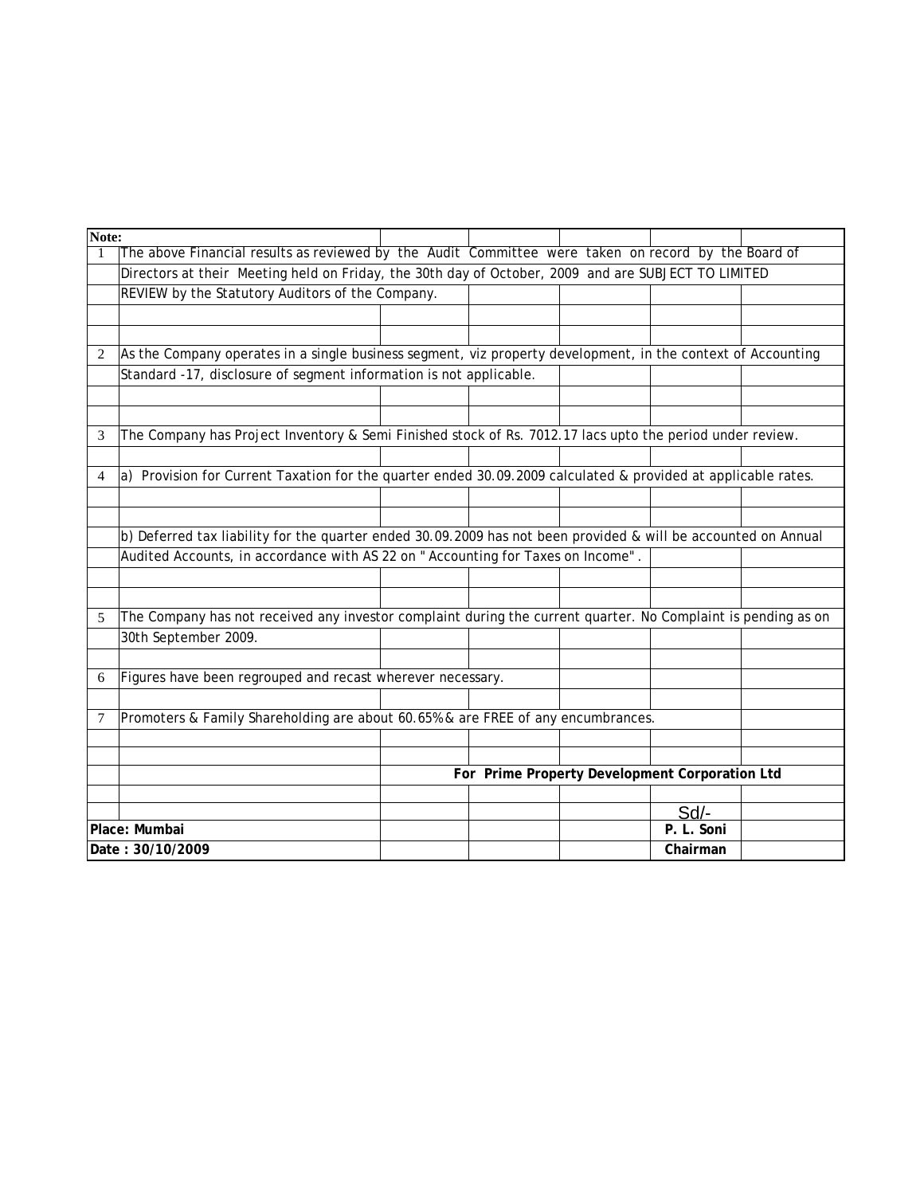**Note:**

1. The above Financial results as reviewed by the Audit Committee were taken on record by the Board of Directors at their Meeting held on Friday, the 30th day of October, 2009 and are SUBJECT TO LIMITED REVIEW by the Statutory Auditors of the Company.

2. As the Company operates in a single business segment, viz property development, in the context of Accounting Standard -17, disclosure of segment information is not applicable.

3. The Company has Project Inventory & Semi Finished stock of Rs. 7012.17 lacs upto the period under review.

4. a) Provision for Current Taxation for the quarter ended 30.09.2009 calculated & provided at applicable rates.

   b) Deferred tax liability for the quarter ended 30.09.2009 has not been provided & will be accounted on Annual Audited Accounts, in accordance with AS 22 on " Accounting for Taxes on Income" .

5. The Company has not received any investor complaint during the current quarter. No Complaint is pending as on 30th September 2009.

6. Figures have been regrouped and recast wherever necessary.

7. Promoters & Family Shareholding are about 60.65% & are FREE of any encumbrances.

**For Prime Property Development Corporation Ltd**

Sd/-
**P. L. Soni**
**Chairman**

**Place: Mumbai**
**Date : 30/10/2009**